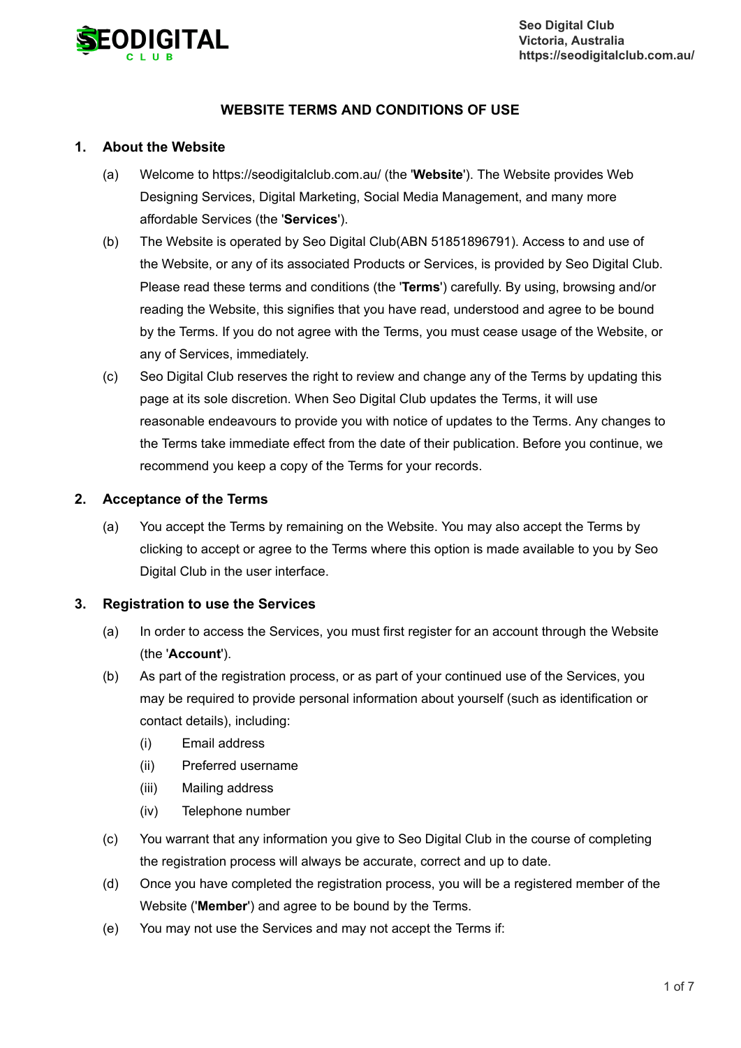Seo Digital Club
Victoria, Australia
https://seodigitalclub.com.au/

# WEBSITE TERMS AND CONDITIONS OF USE

## 1. About the Website

(a) Welcome to https://seodigitalclub.com.au/ (the '**Website**'). The Website provides Web Designing Services, Digital Marketing, Social Media Management, and many more affordable Services (the '**Services**').

(b) The Website is operated by Seo Digital Club(ABN 51851896791). Access to and use of the Website, or any of its associated Products or Services, is provided by Seo Digital Club. Please read these terms and conditions (the '**Terms**') carefully. By using, browsing and/or reading the Website, this signifies that you have read, understood and agree to be bound by the Terms. If you do not agree with the Terms, you must cease usage of the Website, or any of Services, immediately.

(c) Seo Digital Club reserves the right to review and change any of the Terms by updating this page at its sole discretion. When Seo Digital Club updates the Terms, it will use reasonable endeavours to provide you with notice of updates to the Terms. Any changes to the Terms take immediate effect from the date of their publication. Before you continue, we recommend you keep a copy of the Terms for your records.

## 2. Acceptance of the Terms

(a) You accept the Terms by remaining on the Website. You may also accept the Terms by clicking to accept or agree to the Terms where this option is made available to you by Seo Digital Club in the user interface.

## 3. Registration to use the Services

(a) In order to access the Services, you must first register for an account through the Website (the '**Account**').

(b) As part of the registration process, or as part of your continued use of the Services, you may be required to provide personal information about yourself (such as identification or contact details), including:

(i) Email address

(ii) Preferred username

(iii) Mailing address

(iv) Telephone number

(c) You warrant that any information you give to Seo Digital Club in the course of completing the registration process will always be accurate, correct and up to date.

(d) Once you have completed the registration process, you will be a registered member of the Website ('**Member**') and agree to be bound by the Terms.

(e) You may not use the Services and may not accept the Terms if: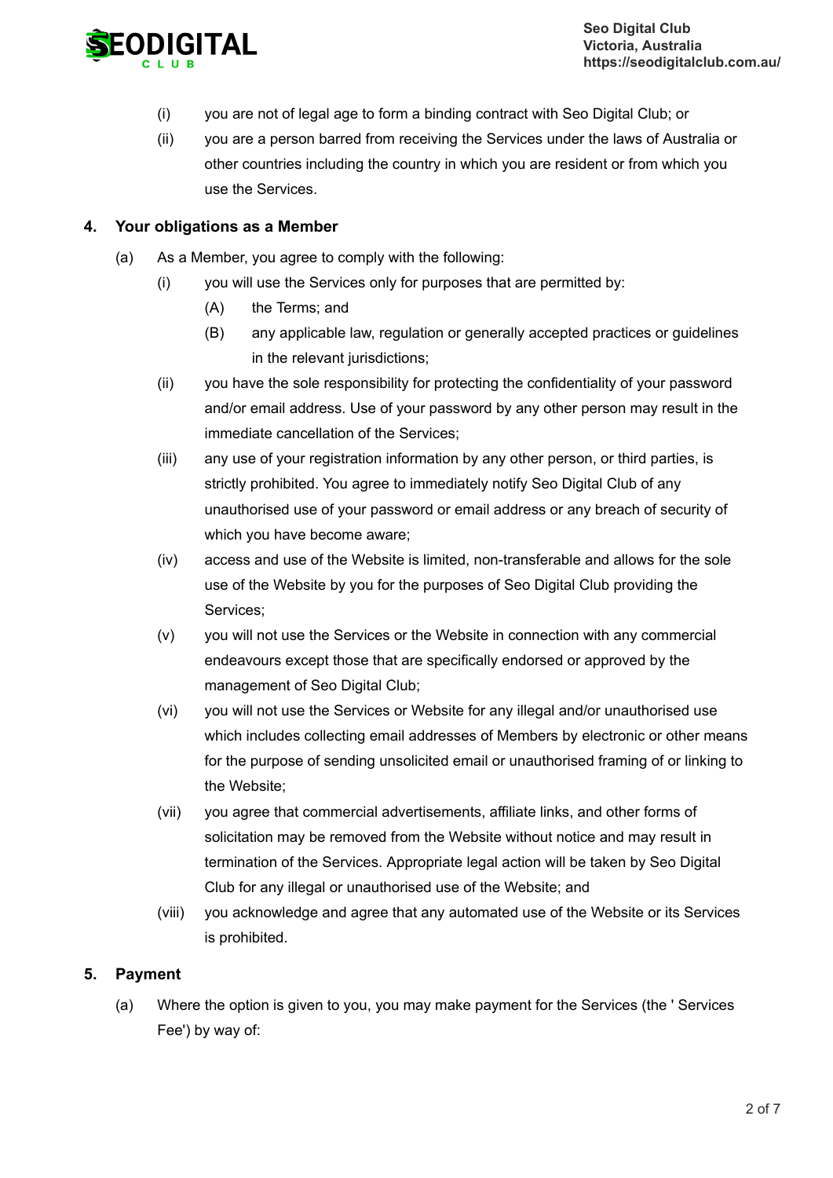(i) you are not of legal age to form a binding contract with Seo Digital Club; or

(ii) you are a person barred from receiving the Services under the laws of Australia or other countries including the country in which you are resident or from which you use the Services.

## 4. Your obligations as a Member

(a) As a Member, you agree to comply with the following:

- (i) you will use the Services only for purposes that are permitted by:
  - (A) the Terms; and
  - (B) any applicable law, regulation or generally accepted practices or guidelines in the relevant jurisdictions;
- (ii) you have the sole responsibility for protecting the confidentiality of your password and/or email address. Use of your password by any other person may result in the immediate cancellation of the Services;
- (iii) any use of your registration information by any other person, or third parties, is strictly prohibited. You agree to immediately notify Seo Digital Club of any unauthorised use of your password or email address or any breach of security of which you have become aware;
- (iv) access and use of the Website is limited, non-transferable and allows for the sole use of the Website by you for the purposes of Seo Digital Club providing the Services;
- (v) you will not use the Services or the Website in connection with any commercial endeavours except those that are specifically endorsed or approved by the management of Seo Digital Club;
- (vi) you will not use the Services or Website for any illegal and/or unauthorised use which includes collecting email addresses of Members by electronic or other means for the purpose of sending unsolicited email or unauthorised framing of or linking to the Website;
- (vii) you agree that commercial advertisements, affiliate links, and other forms of solicitation may be removed from the Website without notice and may result in termination of the Services. Appropriate legal action will be taken by Seo Digital Club for any illegal or unauthorised use of the Website; and
- (viii) you acknowledge and agree that any automated use of the Website or its Services is prohibited.

## 5. Payment

(a) Where the option is given to you, you may make payment for the Services (the ' Services Fee') by way of: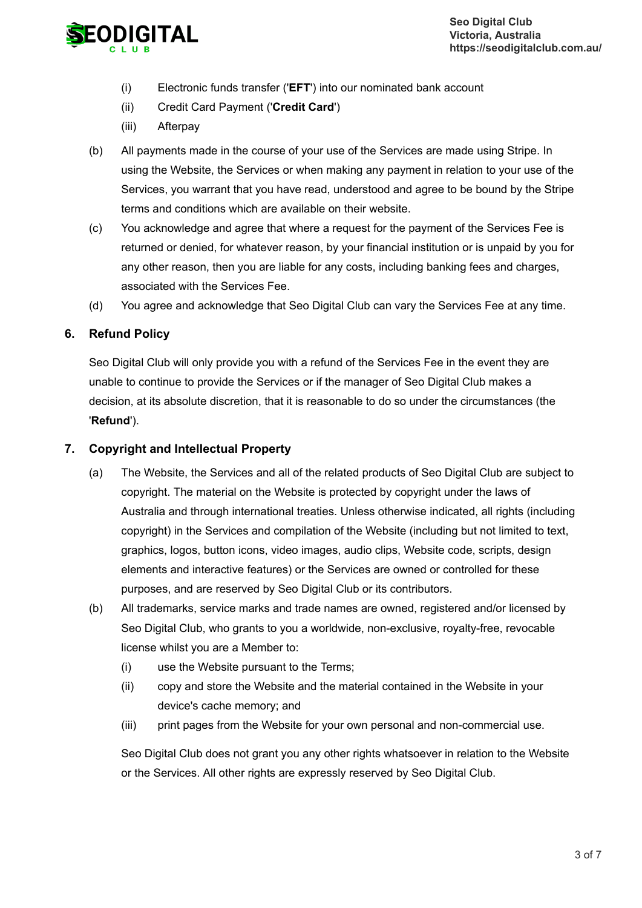(i) Electronic funds transfer ('**EFT**') into our nominated bank account

(ii) Credit Card Payment ('**Credit Card**')

(iii) Afterpay

(b) All payments made in the course of your use of the Services are made using Stripe. In using the Website, the Services or when making any payment in relation to your use of the Services, you warrant that you have read, understood and agree to be bound by the Stripe terms and conditions which are available on their website.

(c) You acknowledge and agree that where a request for the payment of the Services Fee is returned or denied, for whatever reason, by your financial institution or is unpaid by you for any other reason, then you are liable for any costs, including banking fees and charges, associated with the Services Fee.

(d) You agree and acknowledge that Seo Digital Club can vary the Services Fee at any time.

## 6. Refund Policy

Seo Digital Club will only provide you with a refund of the Services Fee in the event they are unable to continue to provide the Services or if the manager of Seo Digital Club makes a decision, at its absolute discretion, that it is reasonable to do so under the circumstances (the '**Refund**').

## 7. Copyright and Intellectual Property

(a) The Website, the Services and all of the related products of Seo Digital Club are subject to copyright. The material on the Website is protected by copyright under the laws of Australia and through international treaties. Unless otherwise indicated, all rights (including copyright) in the Services and compilation of the Website (including but not limited to text, graphics, logos, button icons, video images, audio clips, Website code, scripts, design elements and interactive features) or the Services are owned or controlled for these purposes, and are reserved by Seo Digital Club or its contributors.

(b) All trademarks, service marks and trade names are owned, registered and/or licensed by Seo Digital Club, who grants to you a worldwide, non-exclusive, royalty-free, revocable license whilst you are a Member to:

(i) use the Website pursuant to the Terms;

(ii) copy and store the Website and the material contained in the Website in your device's cache memory; and

(iii) print pages from the Website for your own personal and non-commercial use.

Seo Digital Club does not grant you any other rights whatsoever in relation to the Website or the Services. All other rights are expressly reserved by Seo Digital Club.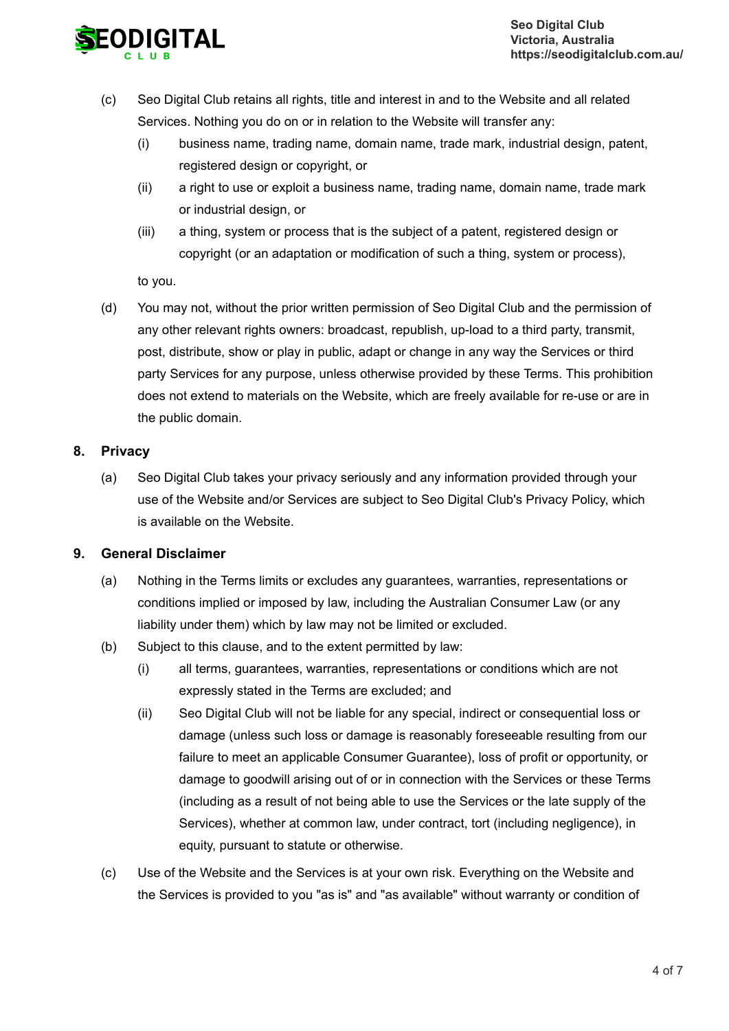(c) Seo Digital Club retains all rights, title and interest in and to the Website and all related Services. Nothing you do on or in relation to the Website will transfer any:

  (i) business name, trading name, domain name, trade mark, industrial design, patent, registered design or copyright, or

  (ii) a right to use or exploit a business name, trading name, domain name, trade mark or industrial design, or

  (iii) a thing, system or process that is the subject of a patent, registered design or copyright (or an adaptation or modification of such a thing, system or process),

to you.

(d) You may not, without the prior written permission of Seo Digital Club and the permission of any other relevant rights owners: broadcast, republish, up-load to a third party, transmit, post, distribute, show or play in public, adapt or change in any way the Services or third party Services for any purpose, unless otherwise provided by these Terms. This prohibition does not extend to materials on the Website, which are freely available for re-use or are in the public domain.

## 8. Privacy

(a) Seo Digital Club takes your privacy seriously and any information provided through your use of the Website and/or Services are subject to Seo Digital Club's Privacy Policy, which is available on the Website.

## 9. General Disclaimer

(a) Nothing in the Terms limits or excludes any guarantees, warranties, representations or conditions implied or imposed by law, including the Australian Consumer Law (or any liability under them) which by law may not be limited or excluded.

(b) Subject to this clause, and to the extent permitted by law:

  (i) all terms, guarantees, warranties, representations or conditions which are not expressly stated in the Terms are excluded; and

  (ii) Seo Digital Club will not be liable for any special, indirect or consequential loss or damage (unless such loss or damage is reasonably foreseeable resulting from our failure to meet an applicable Consumer Guarantee), loss of profit or opportunity, or damage to goodwill arising out of or in connection with the Services or these Terms (including as a result of not being able to use the Services or the late supply of the Services), whether at common law, under contract, tort (including negligence), in equity, pursuant to statute or otherwise.

(c) Use of the Website and the Services is at your own risk. Everything on the Website and the Services is provided to you "as is" and "as available" without warranty or condition of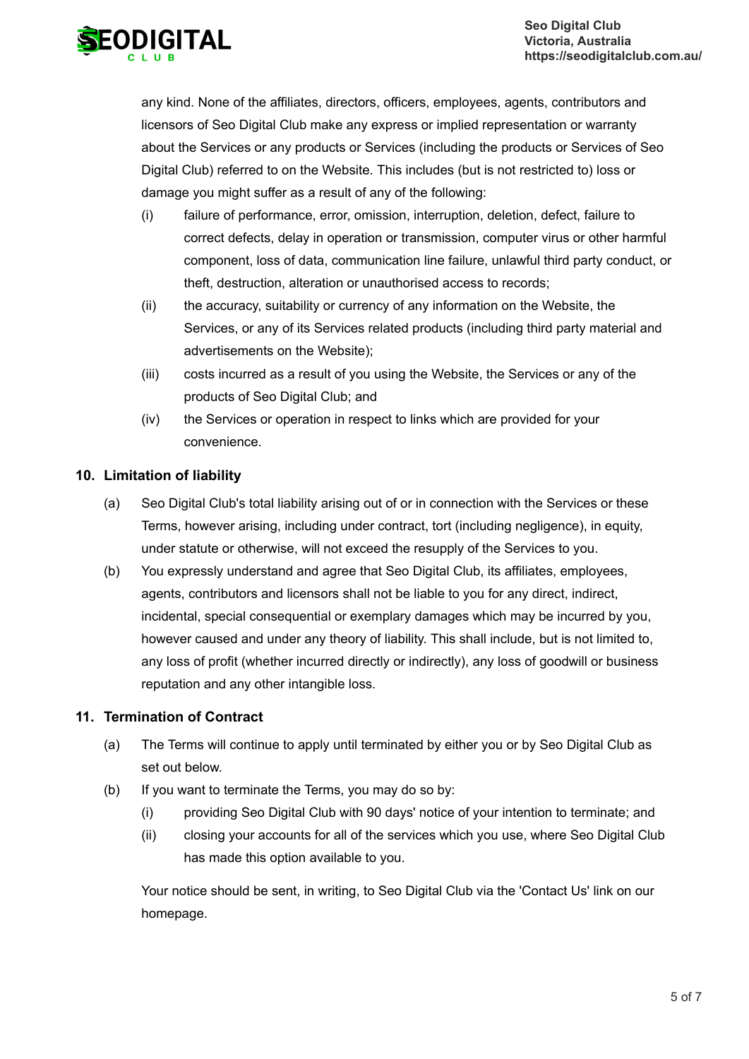any kind. None of the affiliates, directors, officers, employees, agents, contributors and licensors of Seo Digital Club make any express or implied representation or warranty about the Services or any products or Services (including the products or Services of Seo Digital Club) referred to on the Website. This includes (but is not restricted to) loss or damage you might suffer as a result of any of the following:

(i) failure of performance, error, omission, interruption, deletion, defect, failure to correct defects, delay in operation or transmission, computer virus or other harmful component, loss of data, communication line failure, unlawful third party conduct, or theft, destruction, alteration or unauthorised access to records;

(ii) the accuracy, suitability or currency of any information on the Website, the Services, or any of its Services related products (including third party material and advertisements on the Website);

(iii) costs incurred as a result of you using the Website, the Services or any of the products of Seo Digital Club; and

(iv) the Services or operation in respect to links which are provided for your convenience.

## 10. Limitation of liability

(a) Seo Digital Club's total liability arising out of or in connection with the Services or these Terms, however arising, including under contract, tort (including negligence), in equity, under statute or otherwise, will not exceed the resupply of the Services to you.

(b) You expressly understand and agree that Seo Digital Club, its affiliates, employees, agents, contributors and licensors shall not be liable to you for any direct, indirect, incidental, special consequential or exemplary damages which may be incurred by you, however caused and under any theory of liability. This shall include, but is not limited to, any loss of profit (whether incurred directly or indirectly), any loss of goodwill or business reputation and any other intangible loss.

## 11. Termination of Contract

(a) The Terms will continue to apply until terminated by either you or by Seo Digital Club as set out below.

(b) If you want to terminate the Terms, you may do so by:

(i) providing Seo Digital Club with 90 days' notice of your intention to terminate; and

(ii) closing your accounts for all of the services which you use, where Seo Digital Club has made this option available to you.

Your notice should be sent, in writing, to Seo Digital Club via the 'Contact Us' link on our homepage.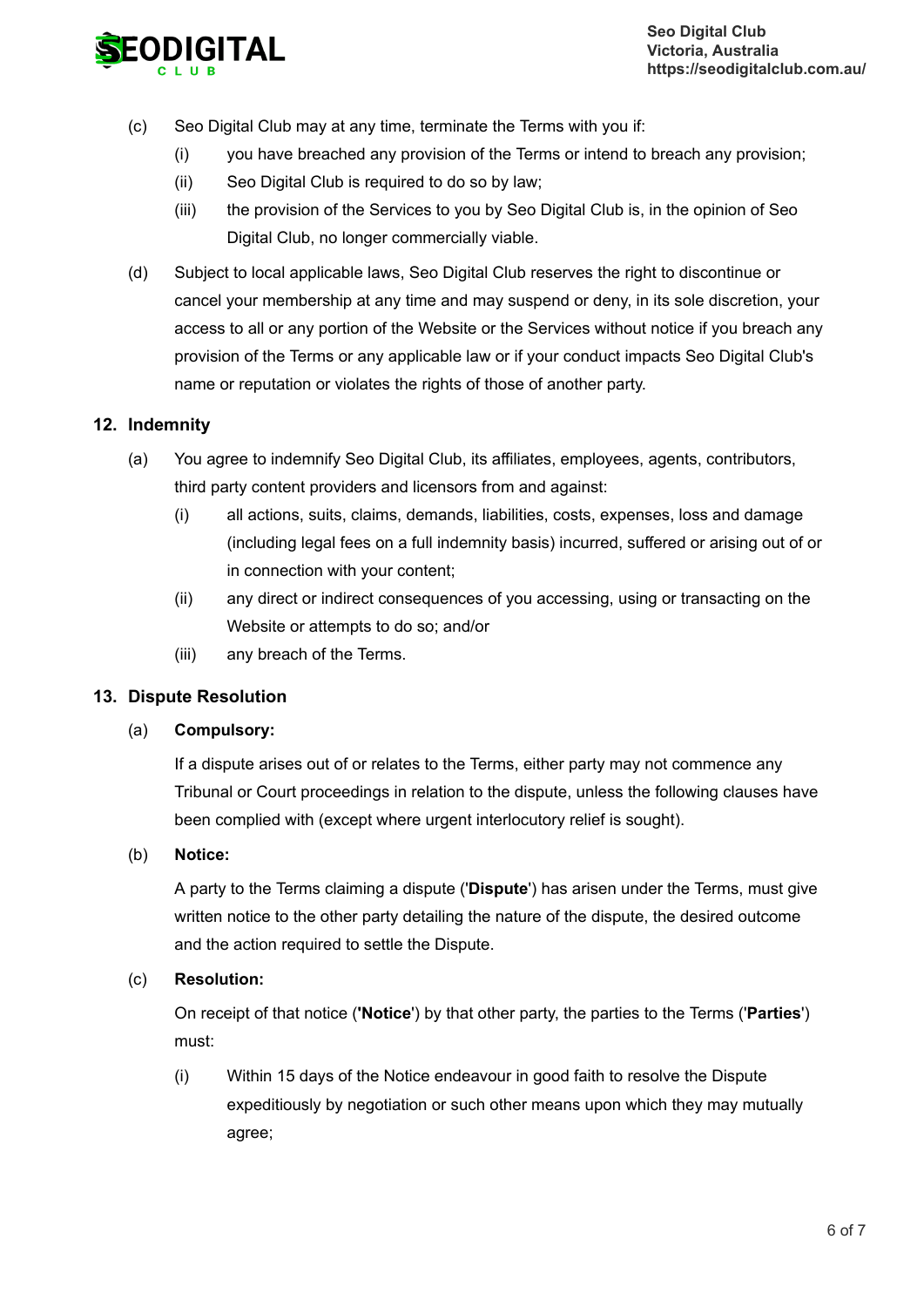(c) Seo Digital Club may at any time, terminate the Terms with you if:

  (i) you have breached any provision of the Terms or intend to breach any provision;

  (ii) Seo Digital Club is required to do so by law;

  (iii) the provision of the Services to you by Seo Digital Club is, in the opinion of Seo Digital Club, no longer commercially viable.

(d) Subject to local applicable laws, Seo Digital Club reserves the right to discontinue or cancel your membership at any time and may suspend or deny, in its sole discretion, your access to all or any portion of the Website or the Services without notice if you breach any provision of the Terms or any applicable law or if your conduct impacts Seo Digital Club's name or reputation or violates the rights of those of another party.

## 12. Indemnity

(a) You agree to indemnify Seo Digital Club, its affiliates, employees, agents, contributors, third party content providers and licensors from and against:

  (i) all actions, suits, claims, demands, liabilities, costs, expenses, loss and damage (including legal fees on a full indemnity basis) incurred, suffered or arising out of or in connection with your content;

  (ii) any direct or indirect consequences of you accessing, using or transacting on the Website or attempts to do so; and/or

  (iii) any breach of the Terms.

## 13. Dispute Resolution

(a) **Compulsory:**

If a dispute arises out of or relates to the Terms, either party may not commence any Tribunal or Court proceedings in relation to the dispute, unless the following clauses have been complied with (except where urgent interlocutory relief is sought).

(b) **Notice:**

A party to the Terms claiming a dispute ('**Dispute**') has arisen under the Terms, must give written notice to the other party detailing the nature of the dispute, the desired outcome and the action required to settle the Dispute.

(c) **Resolution:**

On receipt of that notice ('**Notice**') by that other party, the parties to the Terms ('**Parties**') must:

  (i) Within 15 days of the Notice endeavour in good faith to resolve the Dispute expeditiously by negotiation or such other means upon which they may mutually agree;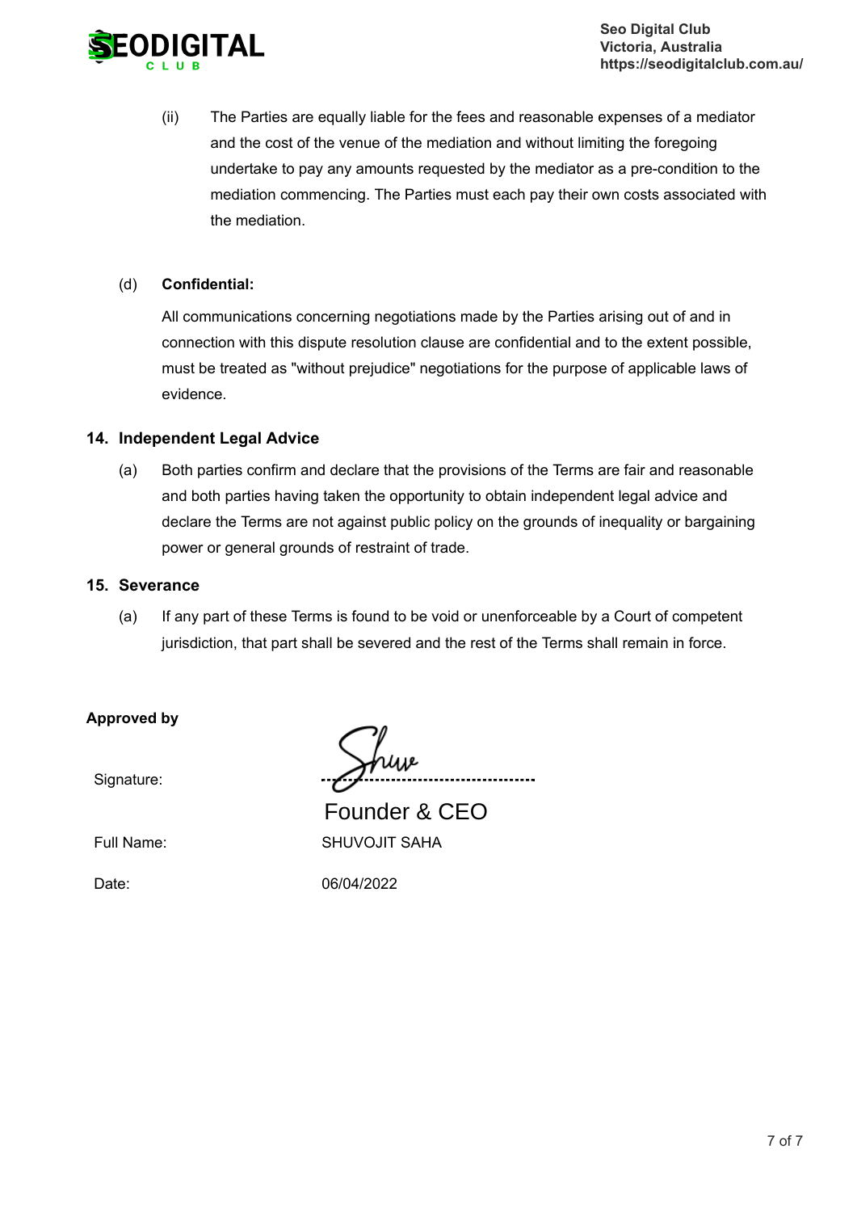(ii) The Parties are equally liable for the fees and reasonable expenses of a mediator and the cost of the venue of the mediation and without limiting the foregoing undertake to pay any amounts requested by the mediator as a pre-condition to the mediation commencing. The Parties must each pay their own costs associated with the mediation.

(d) **Confidential:**

All communications concerning negotiations made by the Parties arising out of and in connection with this dispute resolution clause are confidential and to the extent possible, must be treated as "without prejudice" negotiations for the purpose of applicable laws of evidence.

## 14. Independent Legal Advice

(a) Both parties confirm and declare that the provisions of the Terms are fair and reasonable and both parties having taken the opportunity to obtain independent legal advice and declare the Terms are not against public policy on the grounds of inequality or bargaining power or general grounds of restraint of trade.

## 15. Severance

(a) If any part of these Terms is found to be void or unenforceable by a Court of competent jurisdiction, that part shall be severed and the rest of the Terms shall remain in force.

**Approved by**

Signature: ------------------------------------------

Founder & CEO

Full Name: SHUVOJIT SAHA

Date: 06/04/2022